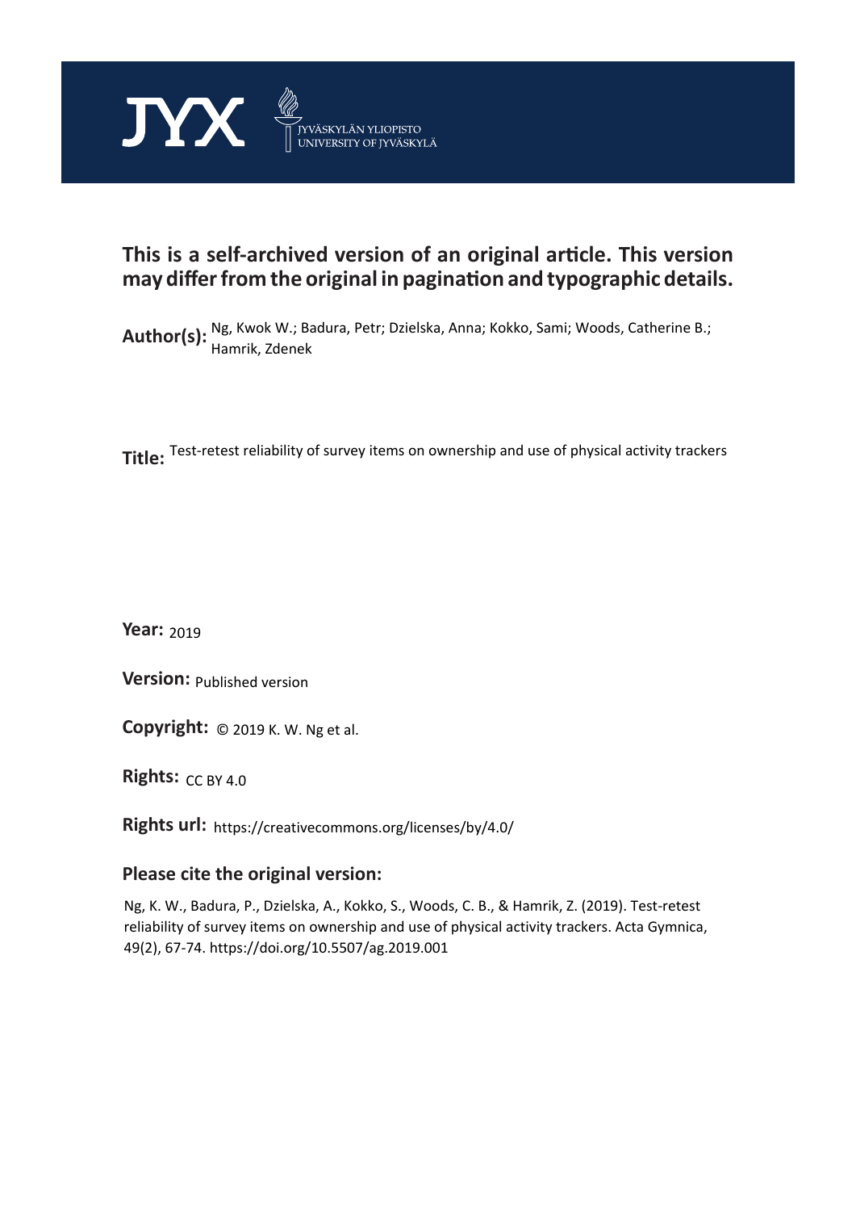JYX JYVÄSKYLÄN YLIOPISTO UNIVERSITY OF JYVÄSKYLÄ

# This is a self-archived version of an original article. This version may differ from the original in pagination and typographic details.

**Author(s):** Ng, Kwok W.; Badura, Petr; Dzielska, Anna; Kokko, Sami; Woods, Catherine B.; Hamrik, Zdenek

**Title:** Test-retest reliability of survey items on ownership and use of physical activity trackers

**Year:** 2019

**Version:** Published version

**Copyright:** © 2019 K. W. Ng et al.

**Rights:** CC BY 4.0

**Rights url:** https://creativecommons.org/licenses/by/4.0/

## Please cite the original version:

Ng, K. W., Badura, P., Dzielska, A., Kokko, S., Woods, C. B., & Hamrik, Z. (2019). Test-retest reliability of survey items on ownership and use of physical activity trackers. Acta Gymnica, 49(2), 67-74. https://doi.org/10.5507/ag.2019.001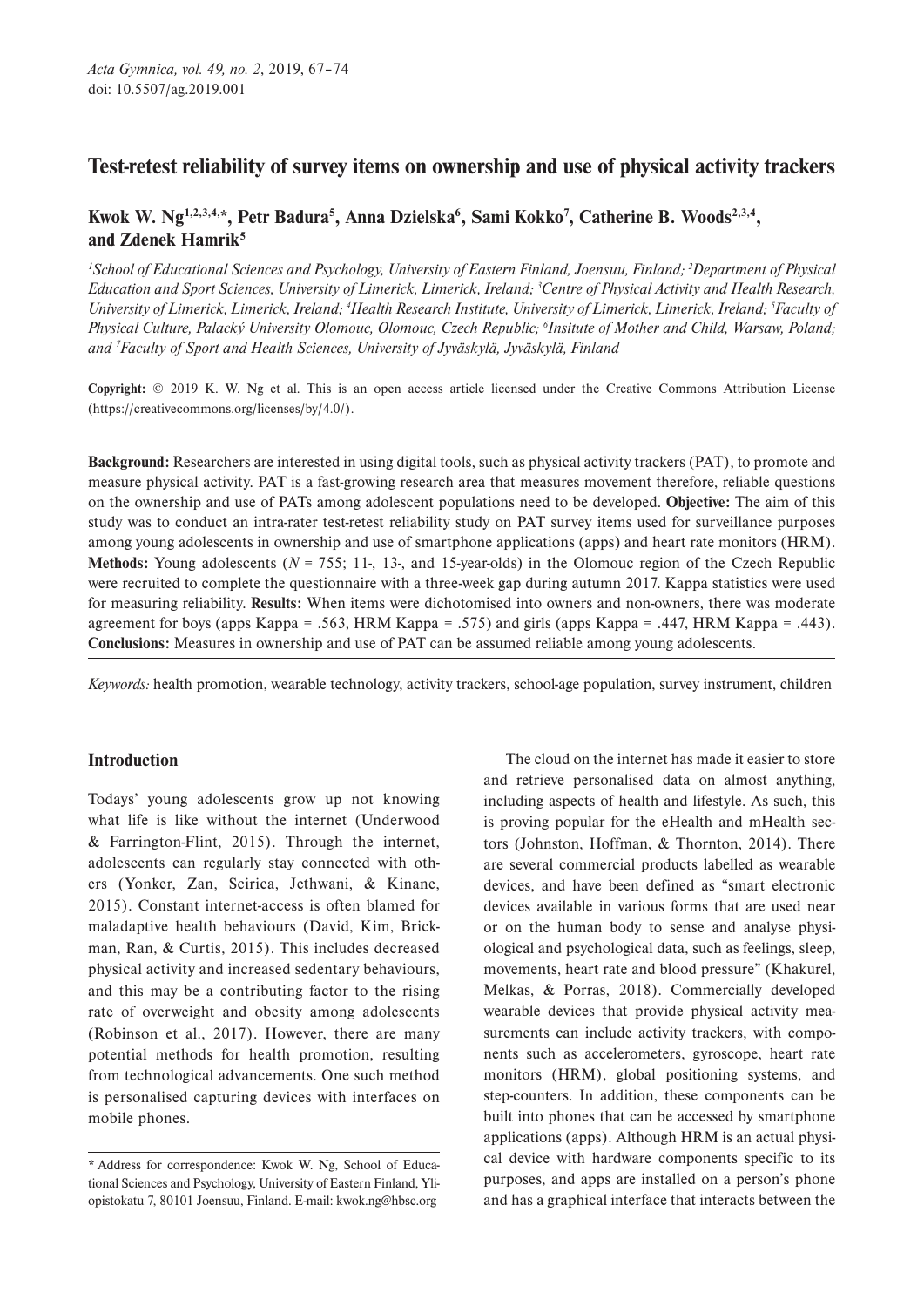# Test-retest reliability of survey items on ownership and use of physical activity trackers

**Kwok W. Ng[1,2,3,4,*], Petr Badura[5], Anna Dzielska[6], Sami Kokko[7], Catherine B. Woods[2,3,4], and Zdenek Hamrik[5]**

*[1]School of Educational Sciences and Psychology, University of Eastern Finland, Joensuu, Finland; [2]Department of Physical Education and Sport Sciences, University of Limerick, Limerick, Ireland; [3]Centre of Physical Activity and Health Research, University of Limerick, Limerick, Ireland; [4]Health Research Institute, University of Limerick, Limerick, Ireland; [5]Faculty of Physical Culture, Palacký University Olomouc, Olomouc, Czech Republic; [6]Insitute of Mother and Child, Warsaw, Poland; and [7]Faculty of Sport and Health Sciences, University of Jyväskylä, Jyväskylä, Finland*

**Copyright:** © 2019 K. W. Ng et al. This is an open access article licensed under the Creative Commons Attribution License (https://creativecommons.org/licenses/by/4.0/).

**Background:** Researchers are interested in using digital tools, such as physical activity trackers (PAT), to promote and measure physical activity. PAT is a fast-growing research area that measures movement therefore, reliable questions on the ownership and use of PATs among adolescent populations need to be developed. **Objective:** The aim of this study was to conduct an intra-rater test-retest reliability study on PAT survey items used for surveillance purposes among young adolescents in ownership and use of smartphone applications (apps) and heart rate monitors (HRM). **Methods:** Young adolescents ($N$ = 755; 11-, 13-, and 15-year-olds) in the Olomouc region of the Czech Republic were recruited to complete the questionnaire with a three-week gap during autumn 2017. Kappa statistics were used for measuring reliability. **Results:** When items were dichotomised into owners and non-owners, there was moderate agreement for boys (apps Kappa = .563, HRM Kappa = .575) and girls (apps Kappa = .447, HRM Kappa = .443). **Conclusions:** Measures in ownership and use of PAT can be assumed reliable among young adolescents.

*Keywords:* health promotion, wearable technology, activity trackers, school-age population, survey instrument, children

## Introduction

Todays' young adolescents grow up not knowing what life is like without the internet (Underwood & Farrington-Flint, 2015). Through the internet, adolescents can regularly stay connected with others (Yonker, Zan, Scirica, Jethwani, & Kinane, 2015). Constant internet-access is often blamed for maladaptive health behaviours (David, Kim, Brickman, Ran, & Curtis, 2015). This includes decreased physical activity and increased sedentary behaviours, and this may be a contributing factor to the rising rate of overweight and obesity among adolescents (Robinson et al., 2017). However, there are many potential methods for health promotion, resulting from technological advancements. One such method is personalised capturing devices with interfaces on mobile phones.

The cloud on the internet has made it easier to store and retrieve personalised data on almost anything, including aspects of health and lifestyle. As such, this is proving popular for the eHealth and mHealth sectors (Johnston, Hoffman, & Thornton, 2014). There are several commercial products labelled as wearable devices, and have been defined as "smart electronic devices available in various forms that are used near or on the human body to sense and analyse physiological and psychological data, such as feelings, sleep, movements, heart rate and blood pressure" (Khakurel, Melkas, & Porras, 2018). Commercially developed wearable devices that provide physical activity measurements can include activity trackers, with components such as accelerometers, gyroscope, heart rate monitors (HRM), global positioning systems, and step-counters. In addition, these components can be built into phones that can be accessed by smartphone applications (apps). Although HRM is an actual physical device with hardware components specific to its purposes, and apps are installed on a person's phone and has a graphical interface that interacts between the

\* Address for correspondence: Kwok W. Ng, School of Educational Sciences and Psychology, University of Eastern Finland, Yliopistokatu 7, 80101 Joensuu, Finland. E-mail: kwok.ng@hbsc.org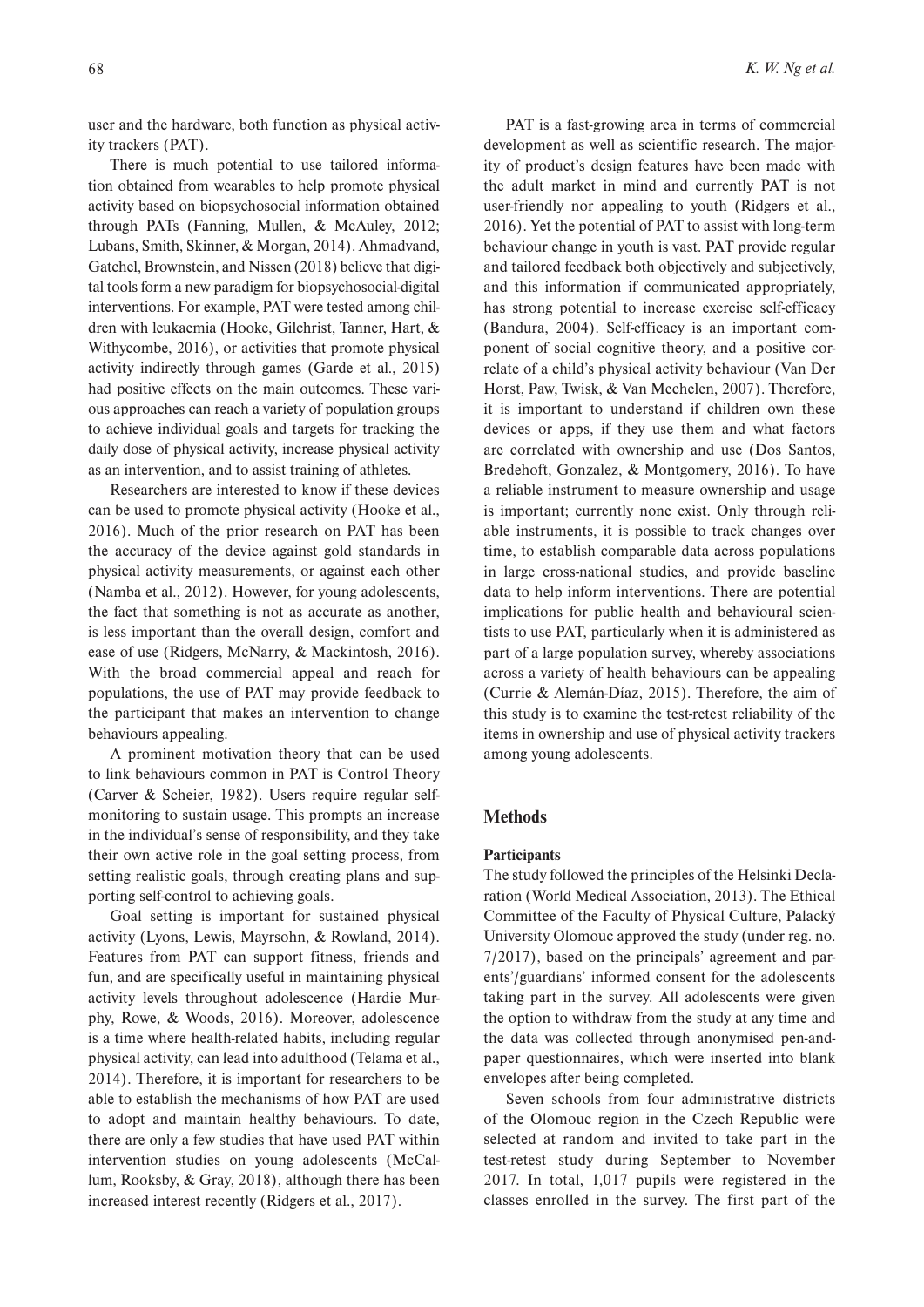user and the hardware, both function as physical activity trackers (PAT).

There is much potential to use tailored information obtained from wearables to help promote physical activity based on biopsychosocial information obtained through PATs (Fanning, Mullen, & McAuley, 2012; Lubans, Smith, Skinner, & Morgan, 2014). Ahmadvand, Gatchel, Brownstein, and Nissen (2018) believe that digital tools form a new paradigm for biopsychosocial-digital interventions. For example, PAT were tested among children with leukaemia (Hooke, Gilchrist, Tanner, Hart, & Withycombe, 2016), or activities that promote physical activity indirectly through games (Garde et al., 2015) had positive effects on the main outcomes. These various approaches can reach a variety of population groups to achieve individual goals and targets for tracking the daily dose of physical activity, increase physical activity as an intervention, and to assist training of athletes.

Researchers are interested to know if these devices can be used to promote physical activity (Hooke et al., 2016). Much of the prior research on PAT has been the accuracy of the device against gold standards in physical activity measurements, or against each other (Namba et al., 2012). However, for young adolescents, the fact that something is not as accurate as another, is less important than the overall design, comfort and ease of use (Ridgers, McNarry, & Mackintosh, 2016). With the broad commercial appeal and reach for populations, the use of PAT may provide feedback to the participant that makes an intervention to change behaviours appealing.

A prominent motivation theory that can be used to link behaviours common in PAT is Control Theory (Carver & Scheier, 1982). Users require regular self-monitoring to sustain usage. This prompts an increase in the individual's sense of responsibility, and they take their own active role in the goal setting process, from setting realistic goals, through creating plans and supporting self-control to achieving goals.

Goal setting is important for sustained physical activity (Lyons, Lewis, Mayrsohn, & Rowland, 2014). Features from PAT can support fitness, friends and fun, and are specifically useful in maintaining physical activity levels throughout adolescence (Hardie Murphy, Rowe, & Woods, 2016). Moreover, adolescence is a time where health-related habits, including regular physical activity, can lead into adulthood (Telama et al., 2014). Therefore, it is important for researchers to be able to establish the mechanisms of how PAT are used to adopt and maintain healthy behaviours. To date, there are only a few studies that have used PAT within intervention studies on young adolescents (McCallum, Rooksby, & Gray, 2018), although there has been increased interest recently (Ridgers et al., 2017).

PAT is a fast-growing area in terms of commercial development as well as scientific research. The majority of product's design features have been made with the adult market in mind and currently PAT is not user-friendly nor appealing to youth (Ridgers et al., 2016). Yet the potential of PAT to assist with long-term behaviour change in youth is vast. PAT provide regular and tailored feedback both objectively and subjectively, and this information if communicated appropriately, has strong potential to increase exercise self-efficacy (Bandura, 2004). Self-efficacy is an important component of social cognitive theory, and a positive correlate of a child's physical activity behaviour (Van Der Horst, Paw, Twisk, & Van Mechelen, 2007). Therefore, it is important to understand if children own these devices or apps, if they use them and what factors are correlated with ownership and use (Dos Santos, Bredehoft, Gonzalez, & Montgomery, 2016). To have a reliable instrument to measure ownership and usage is important; currently none exist. Only through reliable instruments, it is possible to track changes over time, to establish comparable data across populations in large cross-national studies, and provide baseline data to help inform interventions. There are potential implications for public health and behavioural scientists to use PAT, particularly when it is administered as part of a large population survey, whereby associations across a variety of health behaviours can be appealing (Currie & Alemán-Díaz, 2015). Therefore, the aim of this study is to examine the test-retest reliability of the items in ownership and use of physical activity trackers among young adolescents.

## Methods

### Participants

The study followed the principles of the Helsinki Declaration (World Medical Association, 2013). The Ethical Committee of the Faculty of Physical Culture, Palacký University Olomouc approved the study (under reg. no. 7/2017), based on the principals' agreement and parents'/guardians' informed consent for the adolescents taking part in the survey. All adolescents were given the option to withdraw from the study at any time and the data was collected through anonymised pen-and-paper questionnaires, which were inserted into blank envelopes after being completed.

Seven schools from four administrative districts of the Olomouc region in the Czech Republic were selected at random and invited to take part in the test-retest study during September to November 2017. In total, 1,017 pupils were registered in the classes enrolled in the survey. The first part of the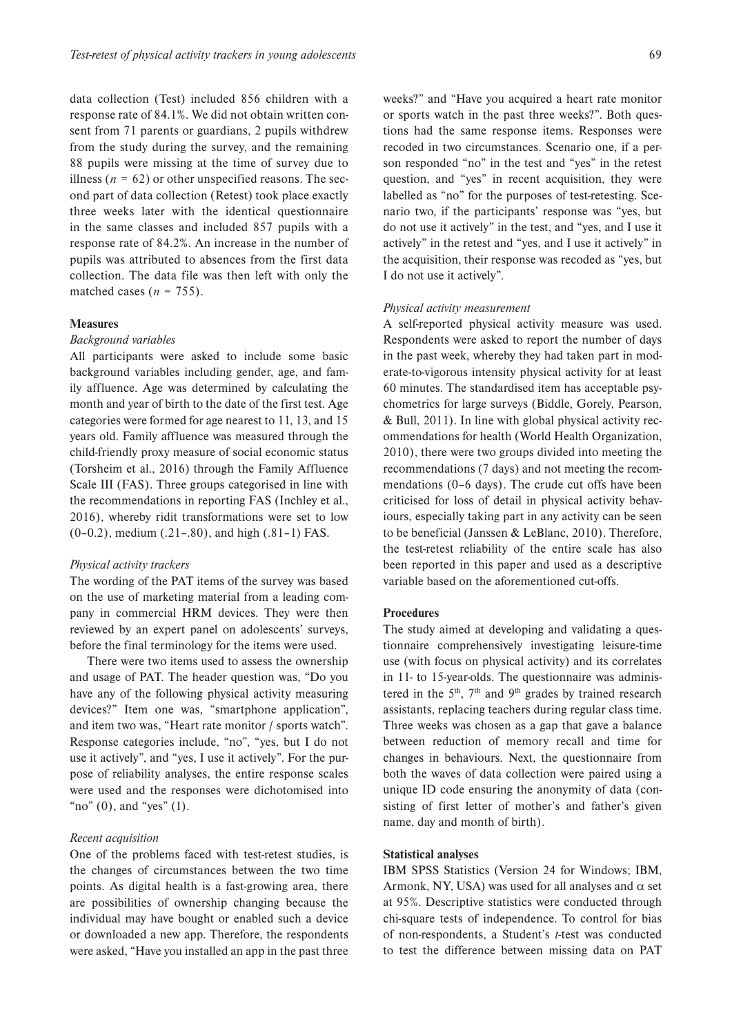data collection (Test) included 856 children with a response rate of 84.1%. We did not obtain written consent from 71 parents or guardians, 2 pupils withdrew from the study during the survey, and the remaining 88 pupils were missing at the time of survey due to illness ($n$ = 62) or other unspecified reasons. The second part of data collection (Retest) took place exactly three weeks later with the identical questionnaire in the same classes and included 857 pupils with a response rate of 84.2%. An increase in the number of pupils was attributed to absences from the first data collection. The data file was then left with only the matched cases ($n$ = 755).

### Measures

#### *Background variables*

All participants were asked to include some basic background variables including gender, age, and family affluence. Age was determined by calculating the month and year of birth to the date of the first test. Age categories were formed for age nearest to 11, 13, and 15 years old. Family affluence was measured through the child-friendly proxy measure of social economic status (Torsheim et al., 2016) through the Family Affluence Scale III (FAS). Three groups categorised in line with the recommendations in reporting FAS (Inchley et al., 2016), whereby ridit transformations were set to low (0–0.2), medium (.21–.80), and high (.81–1) FAS.

#### *Physical activity trackers*

The wording of the PAT items of the survey was based on the use of marketing material from a leading company in commercial HRM devices. They were then reviewed by an expert panel on adolescents' surveys, before the final terminology for the items were used.

There were two items used to assess the ownership and usage of PAT. The header question was, "Do you have any of the following physical activity measuring devices?" Item one was, "smartphone application", and item two was, "Heart rate monitor / sports watch". Response categories include, "no", "yes, but I do not use it actively", and "yes, I use it actively". For the purpose of reliability analyses, the entire response scales were used and the responses were dichotomised into "no" (0), and "yes" (1).

#### *Recent acquisition*

One of the problems faced with test-retest studies, is the changes of circumstances between the two time points. As digital health is a fast-growing area, there are possibilities of ownership changing because the individual may have bought or enabled such a device or downloaded a new app. Therefore, the respondents were asked, "Have you installed an app in the past three weeks?" and "Have you acquired a heart rate monitor or sports watch in the past three weeks?". Both questions had the same response items. Responses were recoded in two circumstances. Scenario one, if a person responded "no" in the test and "yes" in the retest question, and "yes" in recent acquisition, they were labelled as "no" for the purposes of test-retesting. Scenario two, if the participants' response was "yes, but do not use it actively" in the test, and "yes, and I use it actively" in the retest and "yes, and I use it actively" in the acquisition, their response was recoded as "yes, but I do not use it actively".

#### *Physical activity measurement*

A self-reported physical activity measure was used. Respondents were asked to report the number of days in the past week, whereby they had taken part in moderate-to-vigorous intensity physical activity for at least 60 minutes. The standardised item has acceptable psychometrics for large surveys (Biddle, Gorely, Pearson, & Bull, 2011). In line with global physical activity recommendations for health (World Health Organization, 2010), there were two groups divided into meeting the recommendations (7 days) and not meeting the recommendations (0–6 days). The crude cut offs have been criticised for loss of detail in physical activity behaviours, especially taking part in any activity can be seen to be beneficial (Janssen & LeBlanc, 2010). Therefore, the test-retest reliability of the entire scale has also been reported in this paper and used as a descriptive variable based on the aforementioned cut-offs.

### Procedures

The study aimed at developing and validating a questionnaire comprehensively investigating leisure-time use (with focus on physical activity) and its correlates in 11- to 15-year-olds. The questionnaire was administered in the 5th, 7th and 9th grades by trained research assistants, replacing teachers during regular class time. Three weeks was chosen as a gap that gave a balance between reduction of memory recall and time for changes in behaviours. Next, the questionnaire from both the waves of data collection were paired using a unique ID code ensuring the anonymity of data (consisting of first letter of mother's and father's given name, day and month of birth).

### Statistical analyses

IBM SPSS Statistics (Version 24 for Windows; IBM, Armonk, NY, USA) was used for all analyses and $\alpha$ set at 95%. Descriptive statistics were conducted through chi-square tests of independence. To control for bias of non-respondents, a Student's $t$-test was conducted to test the difference between missing data on PAT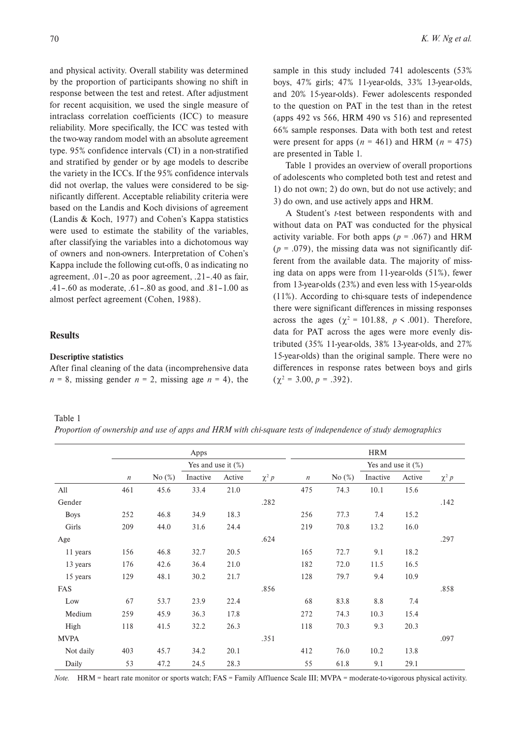and physical activity. Overall stability was determined by the proportion of participants showing no shift in response between the test and retest. After adjustment for recent acquisition, we used the single measure of intraclass correlation coefficients (ICC) to measure reliability. More specifically, the ICC was tested with the two-way random model with an absolute agreement type. 95% confidence intervals (CI) in a non-stratified and stratified by gender or by age models to describe the variety in the ICCs. If the 95% confidence intervals did not overlap, the values were considered to be significantly different. Acceptable reliability criteria were based on the Landis and Koch divisions of agreement (Landis & Koch, 1977) and Cohen's Kappa statistics were used to estimate the stability of the variables, after classifying the variables into a dichotomous way of owners and non-owners. Interpretation of Cohen's Kappa include the following cut-offs, 0 as indicating no agreement, .01–.20 as poor agreement, .21–.40 as fair, .41–.60 as moderate, .61–.80 as good, and .81–1.00 as almost perfect agreement (Cohen, 1988).

## Results

### Descriptive statistics

After final cleaning of the data (incomprehensive data $n$ = 8, missing gender $n$ = 2, missing age $n$ = 4), the sample in this study included 741 adolescents (53% boys, 47% girls; 47% 11-year-olds, 33% 13-year-olds, and 20% 15-year-olds). Fewer adolescents responded to the question on PAT in the test than in the retest (apps 492 vs 566, HRM 490 vs 516) and represented 66% sample responses. Data with both test and retest were present for apps ($n$ = 461) and HRM ($n$ = 475) are presented in Table 1.

Table 1 provides an overview of overall proportions of adolescents who completed both test and retest and 1) do not own; 2) do own, but do not use actively; and 3) do own, and use actively apps and HRM.

A Student's *t*-test between respondents with and without data on PAT was conducted for the physical activity variable. For both apps ($p$ = .067) and HRM ($p$ = .079), the missing data was not significantly different from the available data. The majority of missing data on apps were from 11-year-olds (51%), fewer from 13-year-olds (23%) and even less with 15-year-olds (11%). According to chi-square tests of independence there were significant differences in missing responses across the ages ($\chi^2$ = 101.88, $p$ < .001). Therefore, data for PAT across the ages were more evenly distributed (35% 11-year-olds, 38% 13-year-olds, and 27% 15-year-olds) than the original sample. There were no differences in response rates between boys and girls ($\chi^2$ = 3.00, $p$ = .392).

Table 1
*Proportion of ownership and use of apps and HRM with chi-square tests of independence of study demographics*

| | Apps | | | | | HRM | | | | |
|---|---|---|---|---|---|---|---|---|---|---|
| | | | Yes and use it (%) | | | | | Yes and use it (%) | | |
| | $n$ | No (%) | Inactive | Active | $\chi^2$ $p$ | $n$ | No (%) | Inactive | Active | $\chi^2$ $p$ |
| All | 461 | 45.6 | 33.4 | 21.0 | | 475 | 74.3 | 10.1 | 15.6 | |
| Gender | | | | | .282 | | | | | .142 |
| Boys | 252 | 46.8 | 34.9 | 18.3 | | 256 | 77.3 | 7.4 | 15.2 | |
| Girls | 209 | 44.0 | 31.6 | 24.4 | | 219 | 70.8 | 13.2 | 16.0 | |
| Age | | | | | .624 | | | | | .297 |
| 11 years | 156 | 46.8 | 32.7 | 20.5 | | 165 | 72.7 | 9.1 | 18.2 | |
| 13 years | 176 | 42.6 | 36.4 | 21.0 | | 182 | 72.0 | 11.5 | 16.5 | |
| 15 years | 129 | 48.1 | 30.2 | 21.7 | | 128 | 79.7 | 9.4 | 10.9 | |
| FAS | | | | | .856 | | | | | .858 |
| Low | 67 | 53.7 | 23.9 | 22.4 | | 68 | 83.8 | 8.8 | 7.4 | |
| Medium | 259 | 45.9 | 36.3 | 17.8 | | 272 | 74.3 | 10.3 | 15.4 | |
| High | 118 | 41.5 | 32.2 | 26.3 | | 118 | 70.3 | 9.3 | 20.3 | |
| MVPA | | | | | .351 | | | | | .097 |
| Not daily | 403 | 45.7 | 34.2 | 20.1 | | 412 | 76.0 | 10.2 | 13.8 | |
| Daily | 53 | 47.2 | 24.5 | 28.3 | | 55 | 61.8 | 9.1 | 29.1 | |

*Note.* HRM = heart rate monitor or sports watch; FAS = Family Affluence Scale III; MVPA = moderate-to-vigorous physical activity.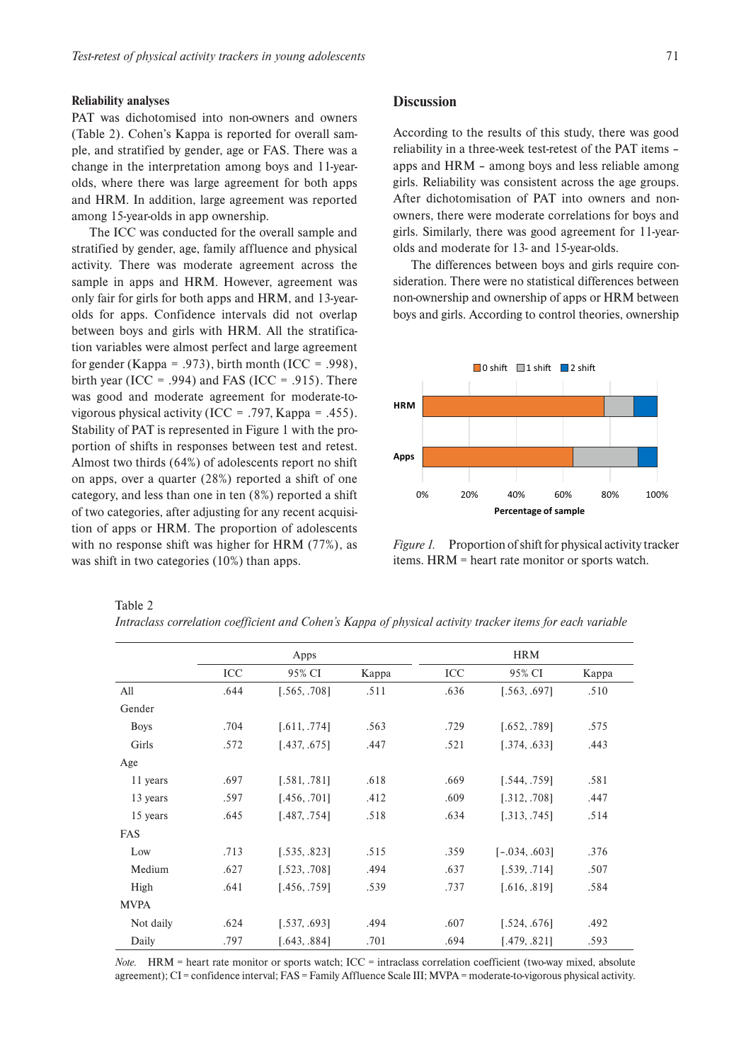### Reliability analyses

PAT was dichotomised into non-owners and owners (Table 2). Cohen's Kappa is reported for overall sample, and stratified by gender, age or FAS. There was a change in the interpretation among boys and 11-year-olds, where there was large agreement for both apps and HRM. In addition, large agreement was reported among 15-year-olds in app ownership.

The ICC was conducted for the overall sample and stratified by gender, age, family affluence and physical activity. There was moderate agreement across the sample in apps and HRM. However, agreement was only fair for girls for both apps and HRM, and 13-year-olds for apps. Confidence intervals did not overlap between boys and girls with HRM. All the stratification variables were almost perfect and large agreement for gender (Kappa = .973), birth month (ICC = .998), birth year (ICC = .994) and FAS (ICC = .915). There was good and moderate agreement for moderate-to-vigorous physical activity (ICC = .797, Kappa = .455). Stability of PAT is represented in Figure 1 with the proportion of shifts in responses between test and retest. Almost two thirds (64%) of adolescents report no shift on apps, over a quarter (28%) reported a shift of one category, and less than one in ten (8%) reported a shift of two categories, after adjusting for any recent acquisition of apps or HRM. The proportion of adolescents with no response shift was higher for HRM (77%), as was shift in two categories (10%) than apps.

## Discussion

According to the results of this study, there was good reliability in a three-week test-retest of the PAT items – apps and HRM – among boys and less reliable among girls. Reliability was consistent across the age groups. After dichotomisation of PAT into owners and non-owners, there were moderate correlations for boys and girls. Similarly, there was good agreement for 11-year-olds and moderate for 13- and 15-year-olds.

The differences between boys and girls require consideration. There were no statistical differences between non-ownership and ownership of apps or HRM between boys and girls. According to control theories, ownership

*Figure 1.* Proportion of shift for physical activity tracker items. HRM = heart rate monitor or sports watch.

Table 2

*Intraclass correlation coefficient and Cohen's Kappa of physical activity tracker items for each variable*

| | Apps | | | HRM | | |
|---|---|---|---|---|---|---|
| | ICC | 95% CI | Kappa | ICC | 95% CI | Kappa |
| All | .644 | [.565, .708] | .511 | .636 | [.563, .697] | .510 |
| Gender | | | | | | |
| Boys | .704 | [.611, .774] | .563 | .729 | [.652, .789] | .575 |
| Girls | .572 | [.437, .675] | .447 | .521 | [.374, .633] | .443 |
| Age | | | | | | |
| 11 years | .697 | [.581, .781] | .618 | .669 | [.544, .759] | .581 |
| 13 years | .597 | [.456, .701] | .412 | .609 | [.312, .708] | .447 |
| 15 years | .645 | [.487, .754] | .518 | .634 | [.313, .745] | .514 |
| FAS | | | | | | |
| Low | .713 | [.535, .823] | .515 | .359 | [–.034, .603] | .376 |
| Medium | .627 | [.523, .708] | .494 | .637 | [.539, .714] | .507 |
| High | .641 | [.456, .759] | .539 | .737 | [.616, .819] | .584 |
| MVPA | | | | | | |
| Not daily | .624 | [.537, .693] | .494 | .607 | [.524, .676] | .492 |
| Daily | .797 | [.643, .884] | .701 | .694 | [.479, .821] | .593 |

*Note.* HRM = heart rate monitor or sports watch; ICC = intraclass correlation coefficient (two-way mixed, absolute agreement); CI = confidence interval; FAS = Family Affluence Scale III; MVPA = moderate-to-vigorous physical activity.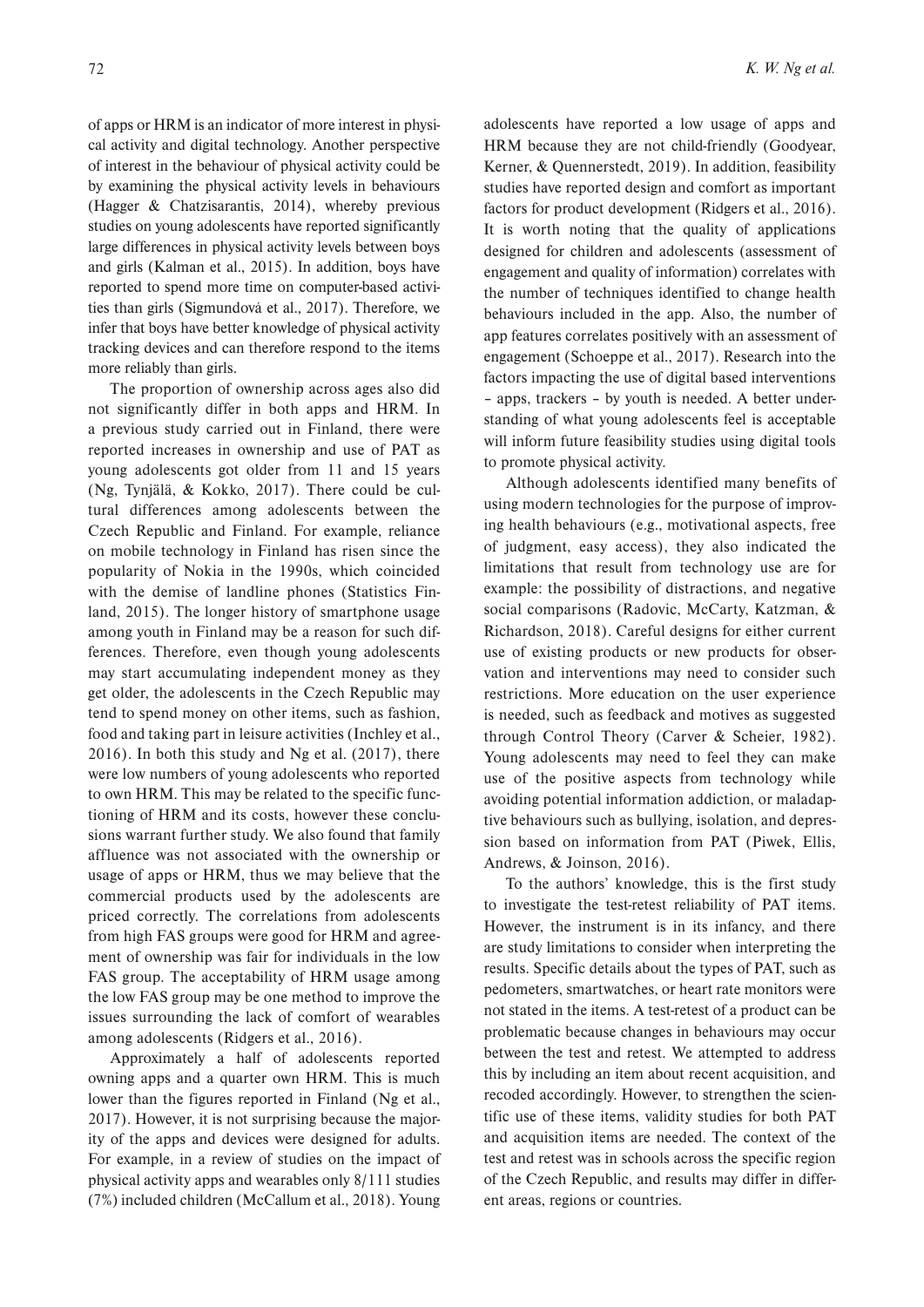of apps or HRM is an indicator of more interest in physical activity and digital technology. Another perspective of interest in the behaviour of physical activity could be by examining the physical activity levels in behaviours (Hagger & Chatzisarantis, 2014), whereby previous studies on young adolescents have reported significantly large differences in physical activity levels between boys and girls (Kalman et al., 2015). In addition, boys have reported to spend more time on computer-based activities than girls (Sigmundová et al., 2017). Therefore, we infer that boys have better knowledge of physical activity tracking devices and can therefore respond to the items more reliably than girls.

The proportion of ownership across ages also did not significantly differ in both apps and HRM. In a previous study carried out in Finland, there were reported increases in ownership and use of PAT as young adolescents got older from 11 and 15 years (Ng, Tynjälä, & Kokko, 2017). There could be cultural differences among adolescents between the Czech Republic and Finland. For example, reliance on mobile technology in Finland has risen since the popularity of Nokia in the 1990s, which coincided with the demise of landline phones (Statistics Finland, 2015). The longer history of smartphone usage among youth in Finland may be a reason for such differences. Therefore, even though young adolescents may start accumulating independent money as they get older, the adolescents in the Czech Republic may tend to spend money on other items, such as fashion, food and taking part in leisure activities (Inchley et al., 2016). In both this study and Ng et al. (2017), there were low numbers of young adolescents who reported to own HRM. This may be related to the specific functioning of HRM and its costs, however these conclusions warrant further study. We also found that family affluence was not associated with the ownership or usage of apps or HRM, thus we may believe that the commercial products used by the adolescents are priced correctly. The correlations from adolescents from high FAS groups were good for HRM and agreement of ownership was fair for individuals in the low FAS group. The acceptability of HRM usage among the low FAS group may be one method to improve the issues surrounding the lack of comfort of wearables among adolescents (Ridgers et al., 2016).

Approximately a half of adolescents reported owning apps and a quarter own HRM. This is much lower than the figures reported in Finland (Ng et al., 2017). However, it is not surprising because the majority of the apps and devices were designed for adults. For example, in a review of studies on the impact of physical activity apps and wearables only 8/111 studies (7%) included children (McCallum et al., 2018). Young adolescents have reported a low usage of apps and HRM because they are not child-friendly (Goodyear, Kerner, & Quennerstedt, 2019). In addition, feasibility studies have reported design and comfort as important factors for product development (Ridgers et al., 2016). It is worth noting that the quality of applications designed for children and adolescents (assessment of engagement and quality of information) correlates with the number of techniques identified to change health behaviours included in the app. Also, the number of app features correlates positively with an assessment of engagement (Schoeppe et al., 2017). Research into the factors impacting the use of digital based interventions – apps, trackers – by youth is needed. A better understanding of what young adolescents feel is acceptable will inform future feasibility studies using digital tools to promote physical activity.

Although adolescents identified many benefits of using modern technologies for the purpose of improving health behaviours (e.g., motivational aspects, free of judgment, easy access), they also indicated the limitations that result from technology use are for example: the possibility of distractions, and negative social comparisons (Radovic, McCarty, Katzman, & Richardson, 2018). Careful designs for either current use of existing products or new products for observation and interventions may need to consider such restrictions. More education on the user experience is needed, such as feedback and motives as suggested through Control Theory (Carver & Scheier, 1982). Young adolescents may need to feel they can make use of the positive aspects from technology while avoiding potential information addiction, or maladaptive behaviours such as bullying, isolation, and depression based on information from PAT (Piwek, Ellis, Andrews, & Joinson, 2016).

To the authors' knowledge, this is the first study to investigate the test-retest reliability of PAT items. However, the instrument is in its infancy, and there are study limitations to consider when interpreting the results. Specific details about the types of PAT, such as pedometers, smartwatches, or heart rate monitors were not stated in the items. A test-retest of a product can be problematic because changes in behaviours may occur between the test and retest. We attempted to address this by including an item about recent acquisition, and recoded accordingly. However, to strengthen the scientific use of these items, validity studies for both PAT and acquisition items are needed. The context of the test and retest was in schools across the specific region of the Czech Republic, and results may differ in different areas, regions or countries.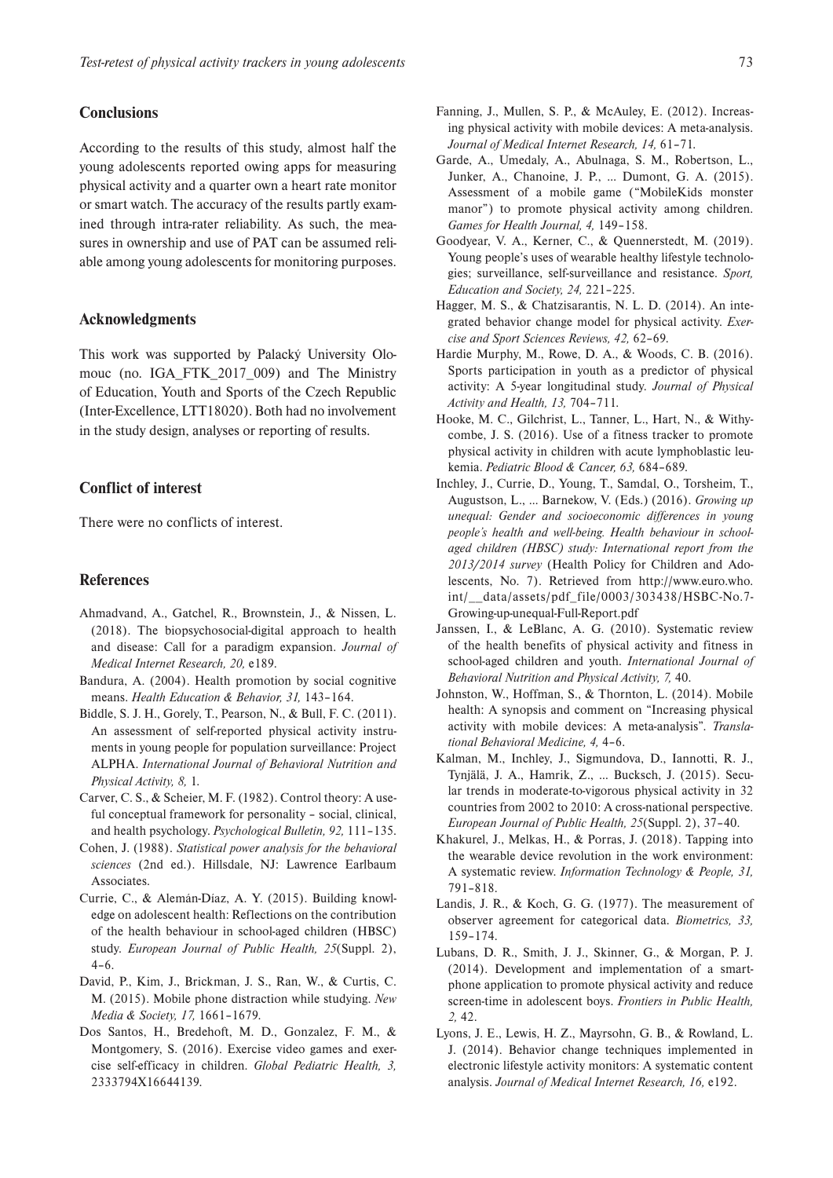## Conclusions

According to the results of this study, almost half the young adolescents reported owing apps for measuring physical activity and a quarter own a heart rate monitor or smart watch. The accuracy of the results partly examined through intra-rater reliability. As such, the measures in ownership and use of PAT can be assumed reliable among young adolescents for monitoring purposes.

## Acknowledgments

This work was supported by Palacký University Olomouc (no. IGA_FTK_2017_009) and The Ministry of Education, Youth and Sports of the Czech Republic (Inter-Excellence, LTT18020). Both had no involvement in the study design, analyses or reporting of results.

## Conflict of interest

There were no conflicts of interest.

## References

Ahmadvand, A., Gatchel, R., Brownstein, J., & Nissen, L. (2018). The biopsychosocial-digital approach to health and disease: Call for a paradigm expansion. *Journal of Medical Internet Research, 20,* e189.

Bandura, A. (2004). Health promotion by social cognitive means. *Health Education & Behavior, 31,* 143–164.

Biddle, S. J. H., Gorely, T., Pearson, N., & Bull, F. C. (2011). An assessment of self-reported physical activity instruments in young people for population surveillance: Project ALPHA. *International Journal of Behavioral Nutrition and Physical Activity, 8,* 1.

Carver, C. S., & Scheier, M. F. (1982). Control theory: A useful conceptual framework for personality – social, clinical, and health psychology. *Psychological Bulletin, 92,* 111–135.

Cohen, J. (1988). *Statistical power analysis for the behavioral sciences* (2nd ed.). Hillsdale, NJ: Lawrence Earlbaum Associates.

Currie, C., & Alemán-Díaz, A. Y. (2015). Building knowledge on adolescent health: Reflections on the contribution of the health behaviour in school-aged children (HBSC) study. *European Journal of Public Health, 25*(Suppl. 2), 4–6.

David, P., Kim, J., Brickman, J. S., Ran, W., & Curtis, C. M. (2015). Mobile phone distraction while studying. *New Media & Society, 17,* 1661–1679.

Dos Santos, H., Bredehoft, M. D., Gonzalez, F. M., & Montgomery, S. (2016). Exercise video games and exercise self-efficacy in children. *Global Pediatric Health, 3,* 2333794X16644139.

Fanning, J., Mullen, S. P., & McAuley, E. (2012). Increasing physical activity with mobile devices: A meta-analysis. *Journal of Medical Internet Research, 14,* 61–71.

Garde, A., Umedaly, A., Abulnaga, S. M., Robertson, L., Junker, A., Chanoine, J. P., ... Dumont, G. A. (2015). Assessment of a mobile game ("MobileKids monster manor") to promote physical activity among children. *Games for Health Journal, 4,* 149–158.

Goodyear, V. A., Kerner, C., & Quennerstedt, M. (2019). Young people's uses of wearable healthy lifestyle technologies; surveillance, self-surveillance and resistance. *Sport, Education and Society, 24,* 221–225.

Hagger, M. S., & Chatzisarantis, N. L. D. (2014). An integrated behavior change model for physical activity. *Exercise and Sport Sciences Reviews, 42,* 62–69.

Hardie Murphy, M., Rowe, D. A., & Woods, C. B. (2016). Sports participation in youth as a predictor of physical activity: A 5-year longitudinal study. *Journal of Physical Activity and Health, 13,* 704–711.

Hooke, M. C., Gilchrist, L., Tanner, L., Hart, N., & Withycombe, J. S. (2016). Use of a fitness tracker to promote physical activity in children with acute lymphoblastic leukemia. *Pediatric Blood & Cancer, 63,* 684–689.

Inchley, J., Currie, D., Young, T., Samdal, O., Torsheim, T., Augustson, L., ... Barnekow, V. (Eds.) (2016). *Growing up unequal: Gender and socioeconomic differences in young people's health and well-being. Health behaviour in school-aged children (HBSC) study: International report from the 2013/2014 survey* (Health Policy for Children and Adolescents, No. 7). Retrieved from http://www.euro.who.int/__data/assets/pdf_file/0003/303438/HSBC-No.7-Growing-up-unequal-Full-Report.pdf

Janssen, I., & LeBlanc, A. G. (2010). Systematic review of the health benefits of physical activity and fitness in school-aged children and youth. *International Journal of Behavioral Nutrition and Physical Activity, 7,* 40.

Johnston, W., Hoffman, S., & Thornton, L. (2014). Mobile health: A synopsis and comment on "Increasing physical activity with mobile devices: A meta-analysis". *Translational Behavioral Medicine, 4,* 4–6.

Kalman, M., Inchley, J., Sigmundova, D., Iannotti, R. J., Tynjälä, J. A., Hamrik, Z., ... Bucksch, J. (2015). Secular trends in moderate-to-vigorous physical activity in 32 countries from 2002 to 2010: A cross-national perspective. *European Journal of Public Health, 25*(Suppl. 2), 37–40.

Khakurel, J., Melkas, H., & Porras, J. (2018). Tapping into the wearable device revolution in the work environment: A systematic review. *Information Technology & People, 31,* 791–818.

Landis, J. R., & Koch, G. G. (1977). The measurement of observer agreement for categorical data. *Biometrics, 33,* 159–174.

Lubans, D. R., Smith, J. J., Skinner, G., & Morgan, P. J. (2014). Development and implementation of a smartphone application to promote physical activity and reduce screen-time in adolescent boys. *Frontiers in Public Health, 2,* 42.

Lyons, J. E., Lewis, H. Z., Mayrsohn, G. B., & Rowland, L. J. (2014). Behavior change techniques implemented in electronic lifestyle activity monitors: A systematic content analysis. *Journal of Medical Internet Research, 16,* e192.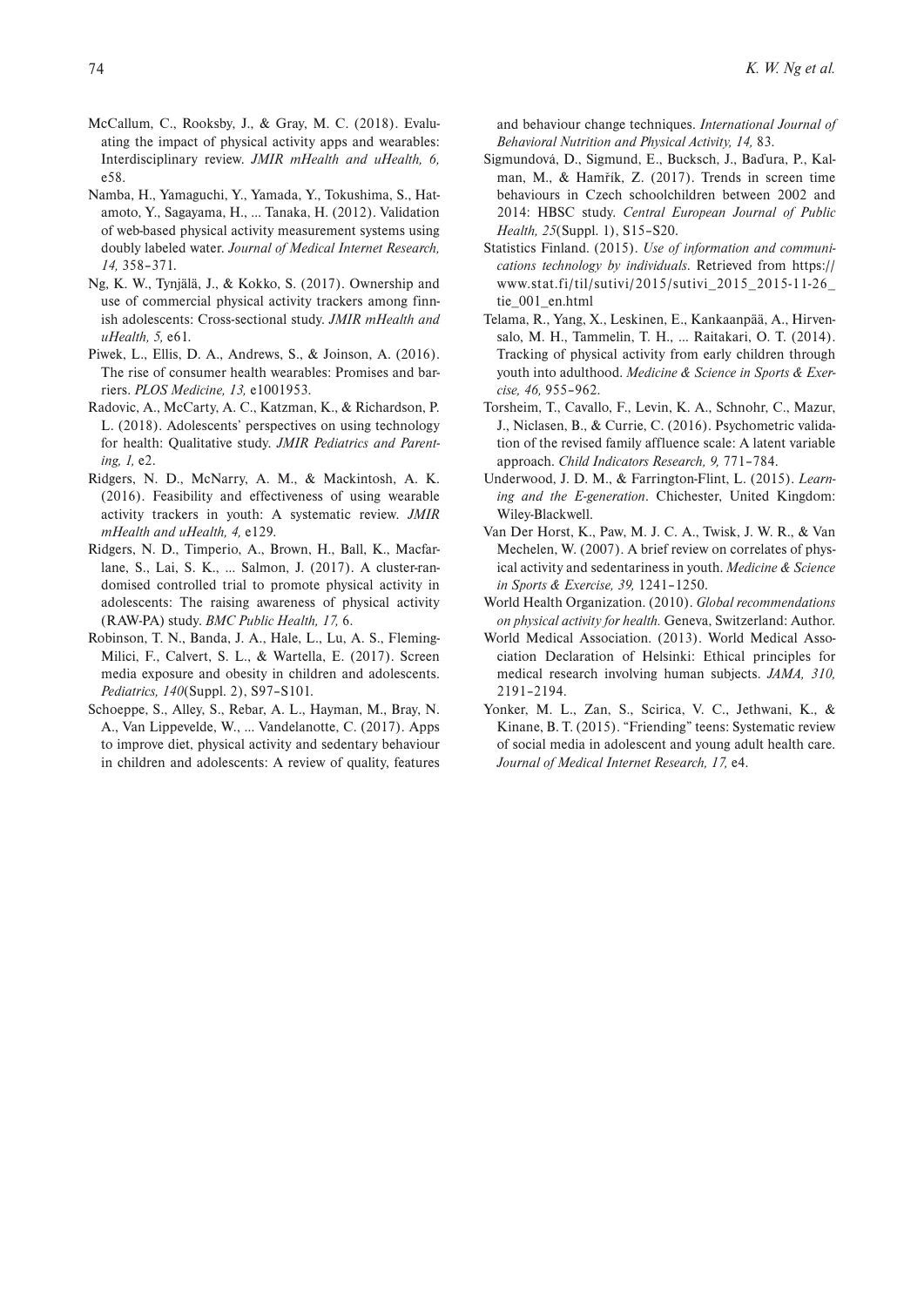McCallum, C., Rooksby, J., & Gray, M. C. (2018). Evaluating the impact of physical activity apps and wearables: Interdisciplinary review. *JMIR mHealth and uHealth, 6,* e58.

Namba, H., Yamaguchi, Y., Yamada, Y., Tokushima, S., Hatamoto, Y., Sagayama, H., ... Tanaka, H. (2012). Validation of web-based physical activity measurement systems using doubly labeled water. *Journal of Medical Internet Research, 14,* 358–371.

Ng, K. W., Tynjälä, J., & Kokko, S. (2017). Ownership and use of commercial physical activity trackers among finnish adolescents: Cross-sectional study. *JMIR mHealth and uHealth, 5,* e61.

Piwek, L., Ellis, D. A., Andrews, S., & Joinson, A. (2016). The rise of consumer health wearables: Promises and barriers. *PLOS Medicine, 13,* e1001953.

Radovic, A., McCarty, A. C., Katzman, K., & Richardson, P. L. (2018). Adolescents' perspectives on using technology for health: Qualitative study. *JMIR Pediatrics and Parenting, 1,* e2.

Ridgers, N. D., McNarry, A. M., & Mackintosh, A. K. (2016). Feasibility and effectiveness of using wearable activity trackers in youth: A systematic review. *JMIR mHealth and uHealth, 4,* e129.

Ridgers, N. D., Timperio, A., Brown, H., Ball, K., Macfarlane, S., Lai, S. K., ... Salmon, J. (2017). A cluster-randomised controlled trial to promote physical activity in adolescents: The raising awareness of physical activity (RAW-PA) study. *BMC Public Health, 17,* 6.

Robinson, T. N., Banda, J. A., Hale, L., Lu, A. S., Fleming-Milici, F., Calvert, S. L., & Wartella, E. (2017). Screen media exposure and obesity in children and adolescents. *Pediatrics, 140*(Suppl. 2), S97–S101.

Schoeppe, S., Alley, S., Rebar, A. L., Hayman, M., Bray, N. A., Van Lippevelde, W., ... Vandelanotte, C. (2017). Apps to improve diet, physical activity and sedentary behaviour in children and adolescents: A review of quality, features and behaviour change techniques. *International Journal of Behavioral Nutrition and Physical Activity, 14,* 83.

Sigmundová, D., Sigmund, E., Bucksch, J., Baďura, P., Kalman, M., & Hamřík, Z. (2017). Trends in screen time behaviours in Czech schoolchildren between 2002 and 2014: HBSC study. *Central European Journal of Public Health, 25*(Suppl. 1), S15–S20.

Statistics Finland. (2015). *Use of information and communications technology by individuals*. Retrieved from https://www.stat.fi/til/sutivi/2015/sutivi_2015_2015-11-26_tie_001_en.html

Telama, R., Yang, X., Leskinen, E., Kankaanpää, A., Hirvensalo, M. H., Tammelin, T. H., ... Raitakari, O. T. (2014). Tracking of physical activity from early children through youth into adulthood. *Medicine & Science in Sports & Exercise, 46,* 955–962.

Torsheim, T., Cavallo, F., Levin, K. A., Schnohr, C., Mazur, J., Niclasen, B., & Currie, C. (2016). Psychometric validation of the revised family affluence scale: A latent variable approach. *Child Indicators Research, 9,* 771–784.

Underwood, J. D. M., & Farrington-Flint, L. (2015). *Learning and the E-generation*. Chichester, United Kingdom: Wiley-Blackwell.

Van Der Horst, K., Paw, M. J. C. A., Twisk, J. W. R., & Van Mechelen, W. (2007). A brief review on correlates of physical activity and sedentariness in youth. *Medicine & Science in Sports & Exercise, 39,* 1241–1250.

World Health Organization. (2010). *Global recommendations on physical activity for health.* Geneva, Switzerland: Author.

World Medical Association. (2013). World Medical Association Declaration of Helsinki: Ethical principles for medical research involving human subjects. *JAMA, 310,* 2191–2194.

Yonker, M. L., Zan, S., Scirica, V. C., Jethwani, K., & Kinane, B. T. (2015). "Friending" teens: Systematic review of social media in adolescent and young adult health care. *Journal of Medical Internet Research, 17,* e4.